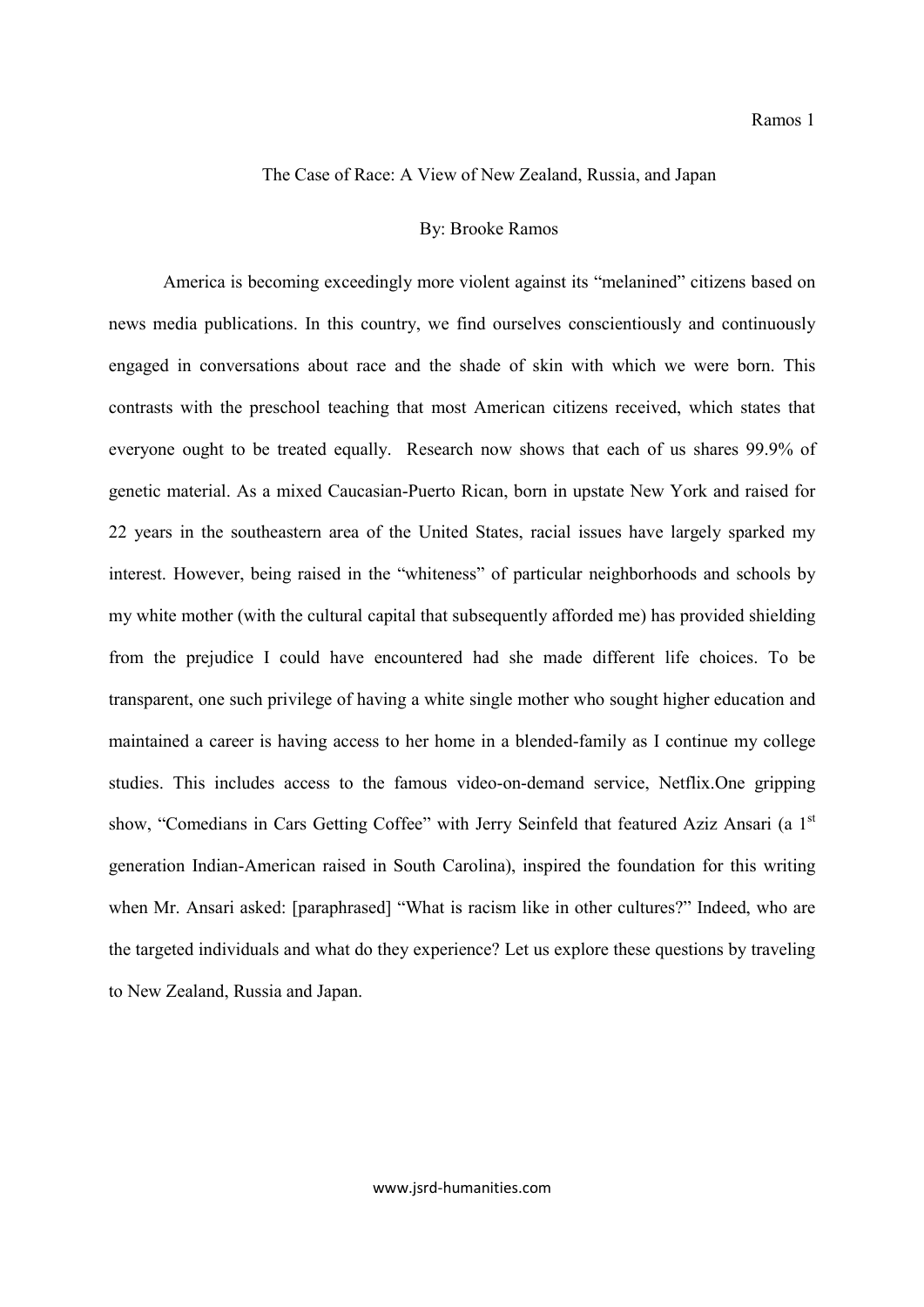# The Case of Race: A View of New Zealand, Russia, and Japan

By: Brooke Ramos

America is becoming exceedingly more violent against its "melanined" citizens based on news media publications. In this country, we find ourselves conscientiously and continuously engaged in conversations about race and the shade of skin with which we were born. This contrasts with the preschool teaching that most American citizens received, which states that everyone ought to be treated equally. Research now shows that each of us shares 99.9% of genetic material. As a mixed Caucasian-Puerto Rican, born in upstate New York and raised for 22 years in the southeastern area of the United States, racial issues have largely sparked my interest. However, being raised in the "whiteness" of particular neighborhoods and schools by my white mother (with the cultural capital that subsequently afforded me) has provided shielding from the prejudice I could have encountered had she made different life choices. To be transparent, one such privilege of having a white single mother who sought higher education and maintained a career is having access to her home in a blended-family as I continue my college studies. This includes access to the famous video-on-demand service, Netflix.One gripping show, "Comedians in Cars Getting Coffee" with Jerry Seinfeld that featured Aziz Ansari (a 1st generation Indian-American raised in South Carolina), inspired the foundation for this writing when Mr. Ansari asked: [paraphrased] "What is racism like in other cultures?" Indeed, who are the targeted individuals and what do they experience? Let us explore these questions by traveling to New Zealand, Russia and Japan.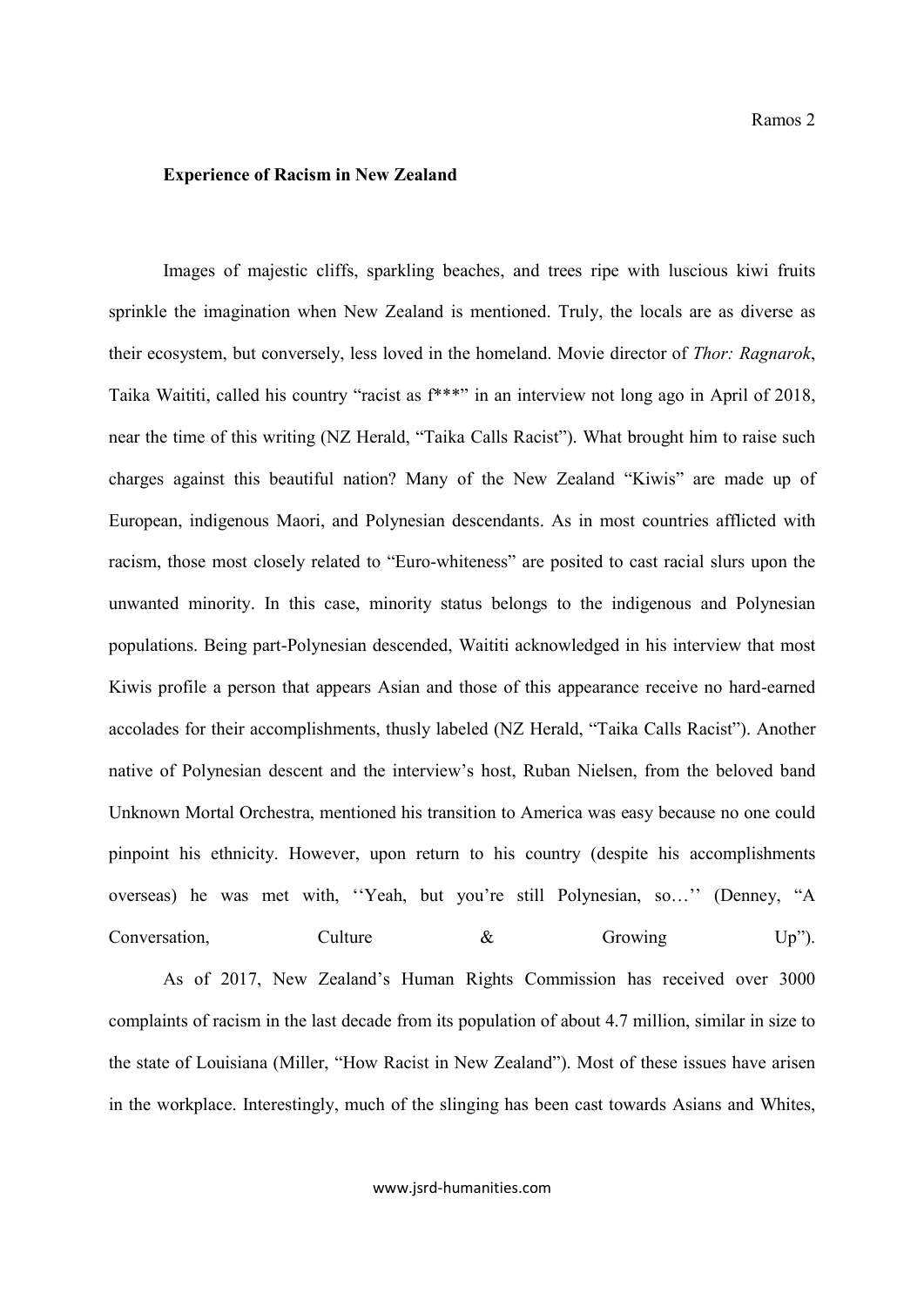**Experience of Racism in New Zealand**

Images of majestic cliffs, sparkling beaches, and trees ripe with luscious kiwi fruits sprinkle the imagination when New Zealand is mentioned. Truly, the locals are as diverse as their ecosystem, but conversely, less loved in the homeland. Movie director of *Thor: Ragnarok*, Taika Waititi, called his country "racist as f***" in an interview not long ago in April of 2018, near the time of this writing (NZ Herald, "Taika Calls Racist"). What brought him to raise such charges against this beautiful nation? Many of the New Zealand "Kiwis" are made up of European, indigenous Maori, and Polynesian descendants. As in most countries afflicted with racism, those most closely related to "Euro-whiteness" are posited to cast racial slurs upon the unwanted minority. In this case, minority status belongs to the indigenous and Polynesian populations. Being part-Polynesian descended, Waititi acknowledged in his interview that most Kiwis profile a person that appears Asian and those of this appearance receive no hard-earned accolades for their accomplishments, thusly labeled (NZ Herald, "Taika Calls Racist"). Another native of Polynesian descent and the interview's host, Ruban Nielsen, from the beloved band Unknown Mortal Orchestra, mentioned his transition to America was easy because no one could pinpoint his ethnicity. However, upon return to his country (despite his accomplishments overseas) he was met with, ''Yeah, but you're still Polynesian, so…'' (Denney, "A Conversation, Culture & Growing Up").

As of 2017, New Zealand's Human Rights Commission has received over 3000 complaints of racism in the last decade from its population of about 4.7 million, similar in size to the state of Louisiana (Miller, "How Racist in New Zealand"). Most of these issues have arisen in the workplace. Interestingly, much of the slinging has been cast towards Asians and Whites,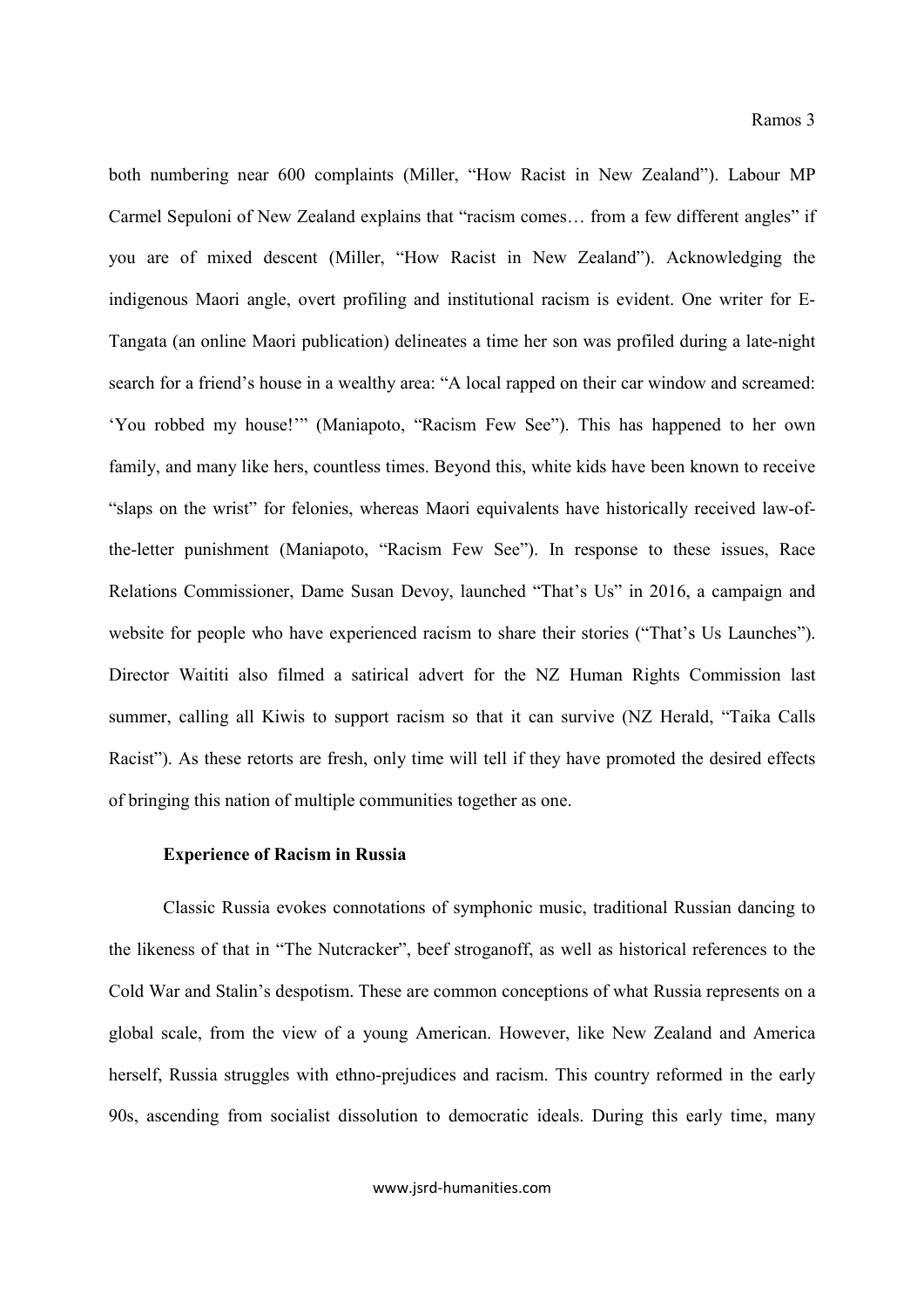both numbering near 600 complaints (Miller, "How Racist in New Zealand"). Labour MP Carmel Sepuloni of New Zealand explains that "racism comes… from a few different angles" if you are of mixed descent (Miller, "How Racist in New Zealand"). Acknowledging the indigenous Maori angle, overt profiling and institutional racism is evident. One writer for E-Tangata (an online Maori publication) delineates a time her son was profiled during a late-night search for a friend's house in a wealthy area: "A local rapped on their car window and screamed: 'You robbed my house!'" (Maniapoto, "Racism Few See"). This has happened to her own family, and many like hers, countless times. Beyond this, white kids have been known to receive "slaps on the wrist" for felonies, whereas Maori equivalents have historically received law-of-the-letter punishment (Maniapoto, "Racism Few See"). In response to these issues, Race Relations Commissioner, Dame Susan Devoy, launched "That's Us" in 2016, a campaign and website for people who have experienced racism to share their stories ("That's Us Launches"). Director Waititi also filmed a satirical advert for the NZ Human Rights Commission last summer, calling all Kiwis to support racism so that it can survive (NZ Herald, "Taika Calls Racist"). As these retorts are fresh, only time will tell if they have promoted the desired effects of bringing this nation of multiple communities together as one.

**Experience of Racism in Russia**

Classic Russia evokes connotations of symphonic music, traditional Russian dancing to the likeness of that in "The Nutcracker", beef stroganoff, as well as historical references to the Cold War and Stalin's despotism. These are common conceptions of what Russia represents on a global scale, from the view of a young American. However, like New Zealand and America herself, Russia struggles with ethno-prejudices and racism. This country reformed in the early 90s, ascending from socialist dissolution to democratic ideals. During this early time, many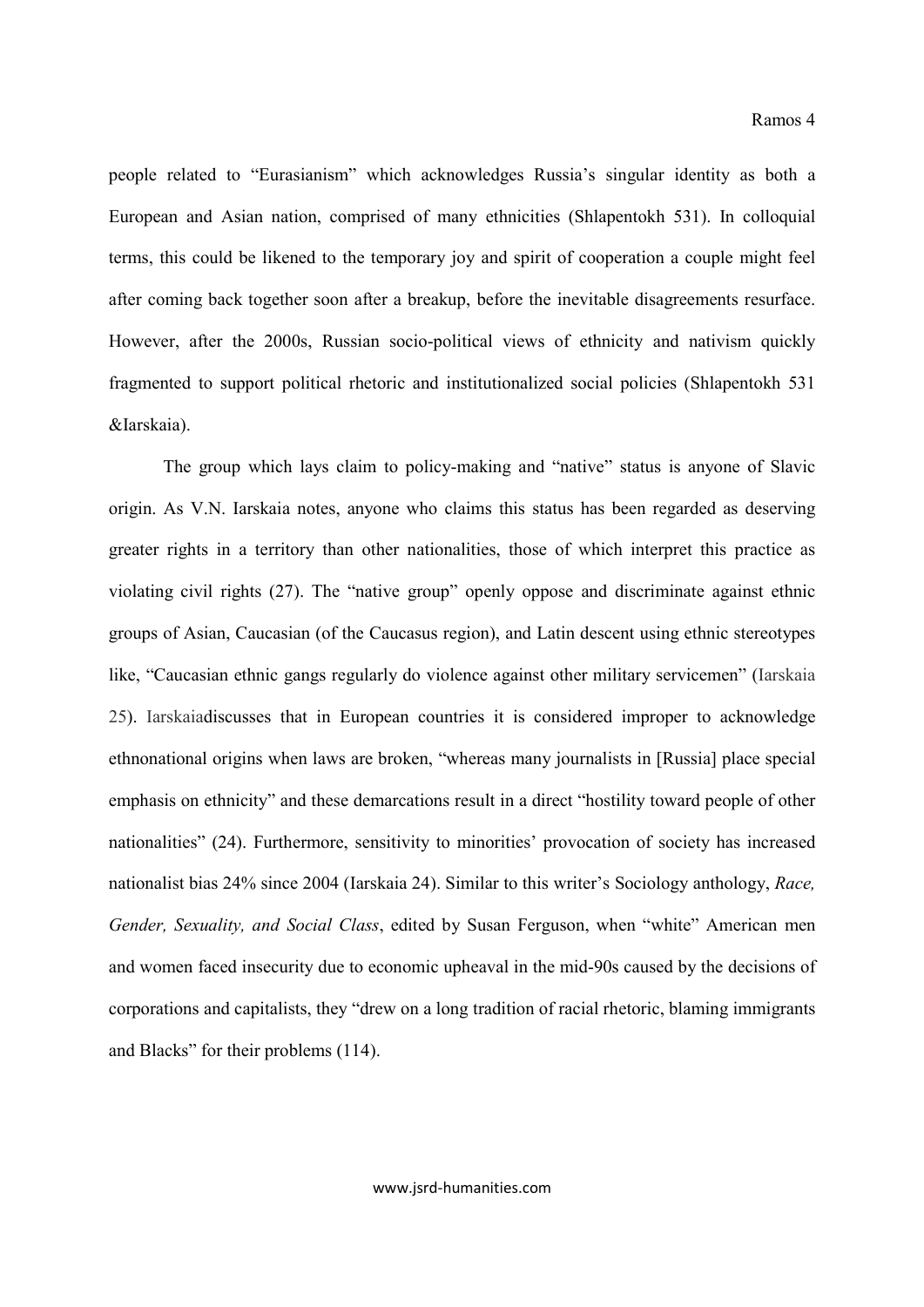people related to "Eurasianism" which acknowledges Russia's singular identity as both a European and Asian nation, comprised of many ethnicities (Shlapentokh 531). In colloquial terms, this could be likened to the temporary joy and spirit of cooperation a couple might feel after coming back together soon after a breakup, before the inevitable disagreements resurface. However, after the 2000s, Russian socio-political views of ethnicity and nativism quickly fragmented to support political rhetoric and institutionalized social policies (Shlapentokh 531 &Iarskaia).

The group which lays claim to policy-making and "native" status is anyone of Slavic origin. As V.N. Iarskaia notes, anyone who claims this status has been regarded as deserving greater rights in a territory than other nationalities, those of which interpret this practice as violating civil rights (27). The "native group" openly oppose and discriminate against ethnic groups of Asian, Caucasian (of the Caucasus region), and Latin descent using ethnic stereotypes like, "Caucasian ethnic gangs regularly do violence against other military servicemen" (Iarskaia 25). Iarskaiadiscusses that in European countries it is considered improper to acknowledge ethnonational origins when laws are broken, "whereas many journalists in [Russia] place special emphasis on ethnicity" and these demarcations result in a direct "hostility toward people of other nationalities" (24). Furthermore, sensitivity to minorities' provocation of society has increased nationalist bias 24% since 2004 (Iarskaia 24). Similar to this writer's Sociology anthology, *Race, Gender, Sexuality, and Social Class*, edited by Susan Ferguson, when "white" American men and women faced insecurity due to economic upheaval in the mid-90s caused by the decisions of corporations and capitalists, they "drew on a long tradition of racial rhetoric, blaming immigrants and Blacks" for their problems (114).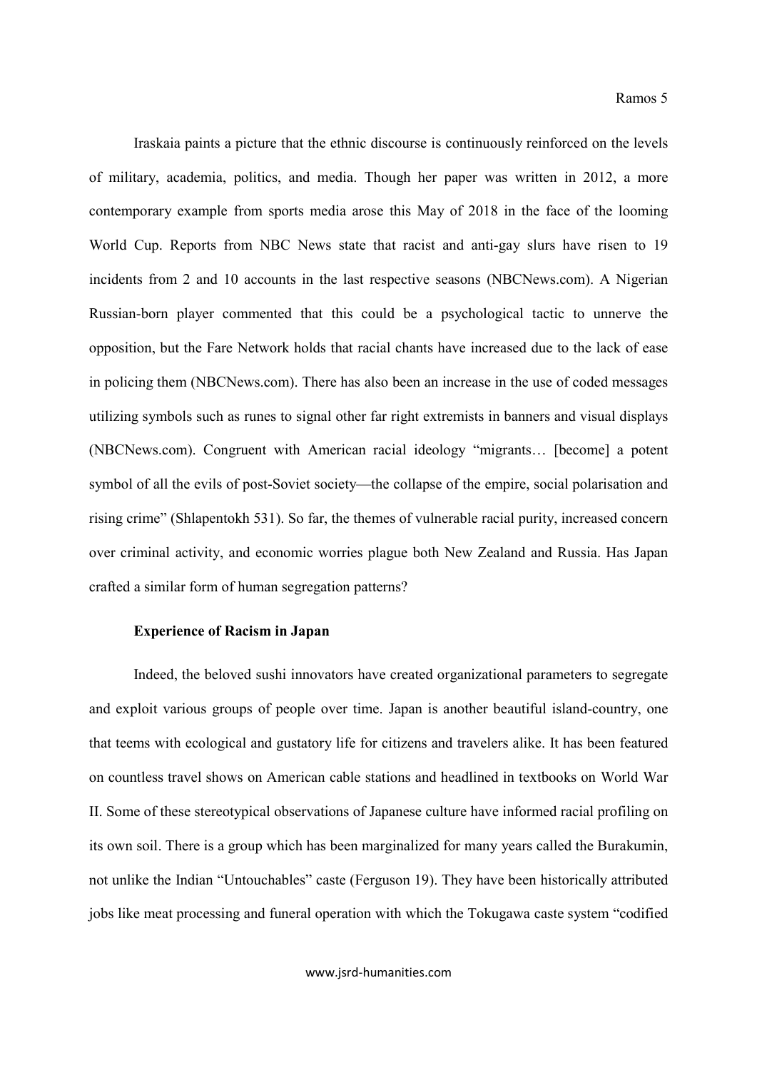Iraskaia paints a picture that the ethnic discourse is continuously reinforced on the levels of military, academia, politics, and media. Though her paper was written in 2012, a more contemporary example from sports media arose this May of 2018 in the face of the looming World Cup. Reports from NBC News state that racist and anti-gay slurs have risen to 19 incidents from 2 and 10 accounts in the last respective seasons (NBCNews.com). A Nigerian Russian-born player commented that this could be a psychological tactic to unnerve the opposition, but the Fare Network holds that racial chants have increased due to the lack of ease in policing them (NBCNews.com). There has also been an increase in the use of coded messages utilizing symbols such as runes to signal other far right extremists in banners and visual displays (NBCNews.com). Congruent with American racial ideology "migrants… [become] a potent symbol of all the evils of post-Soviet society—the collapse of the empire, social polarisation and rising crime" (Shlapentokh 531). So far, the themes of vulnerable racial purity, increased concern over criminal activity, and economic worries plague both New Zealand and Russia. Has Japan crafted a similar form of human segregation patterns?

**Experience of Racism in Japan**

Indeed, the beloved sushi innovators have created organizational parameters to segregate and exploit various groups of people over time. Japan is another beautiful island-country, one that teems with ecological and gustatory life for citizens and travelers alike. It has been featured on countless travel shows on American cable stations and headlined in textbooks on World War II. Some of these stereotypical observations of Japanese culture have informed racial profiling on its own soil. There is a group which has been marginalized for many years called the Burakumin, not unlike the Indian "Untouchables" caste (Ferguson 19). They have been historically attributed jobs like meat processing and funeral operation with which the Tokugawa caste system "codified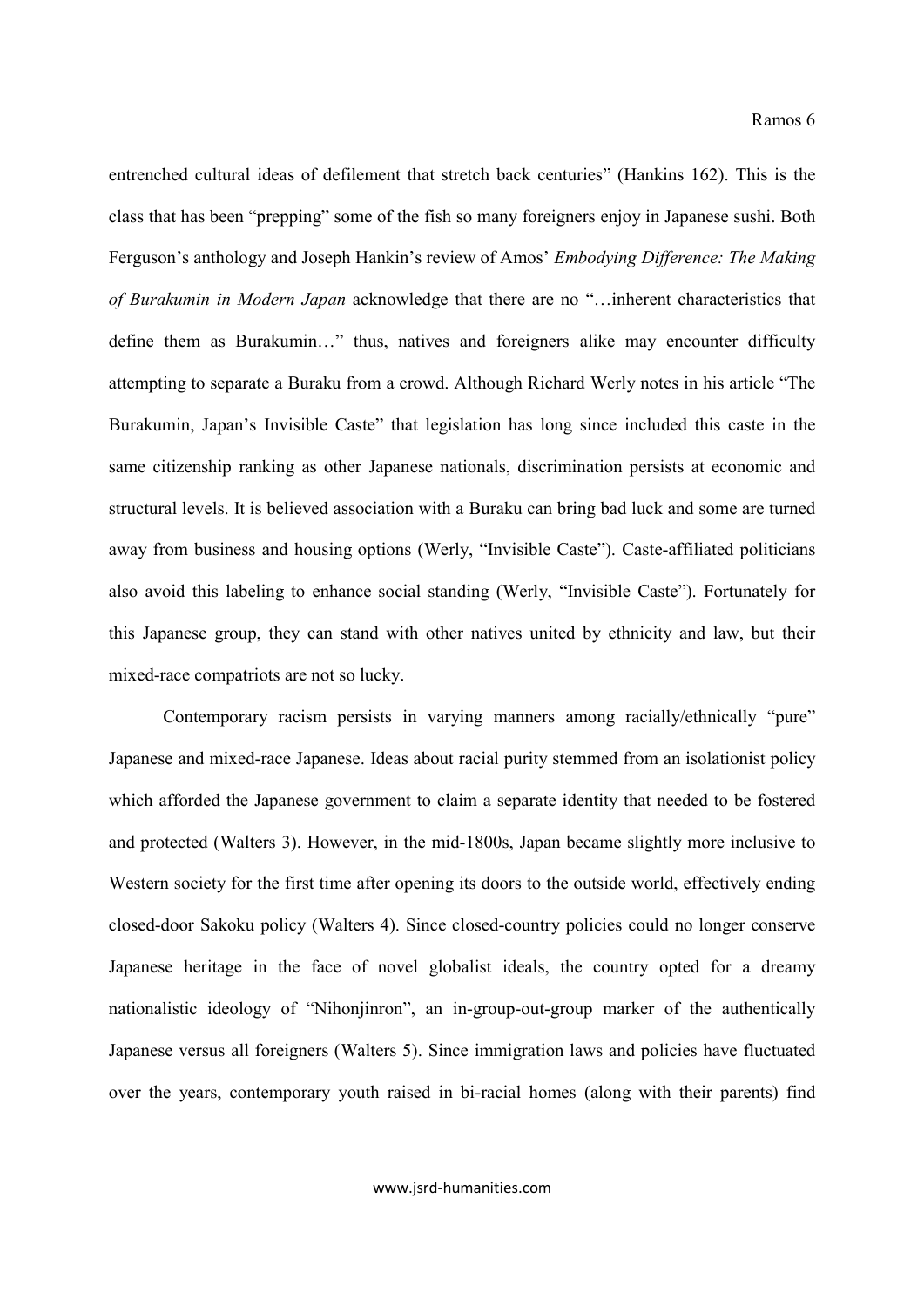entrenched cultural ideas of defilement that stretch back centuries" (Hankins 162). This is the class that has been "prepping" some of the fish so many foreigners enjoy in Japanese sushi. Both Ferguson's anthology and Joseph Hankin's review of Amos' *Embodying Difference: The Making of Burakumin in Modern Japan* acknowledge that there are no "…inherent characteristics that define them as Burakumin…" thus, natives and foreigners alike may encounter difficulty attempting to separate a Buraku from a crowd. Although Richard Werly notes in his article "The Burakumin, Japan's Invisible Caste" that legislation has long since included this caste in the same citizenship ranking as other Japanese nationals, discrimination persists at economic and structural levels. It is believed association with a Buraku can bring bad luck and some are turned away from business and housing options (Werly, "Invisible Caste"). Caste-affiliated politicians also avoid this labeling to enhance social standing (Werly, "Invisible Caste"). Fortunately for this Japanese group, they can stand with other natives united by ethnicity and law, but their mixed-race compatriots are not so lucky.

Contemporary racism persists in varying manners among racially/ethnically "pure" Japanese and mixed-race Japanese. Ideas about racial purity stemmed from an isolationist policy which afforded the Japanese government to claim a separate identity that needed to be fostered and protected (Walters 3). However, in the mid-1800s, Japan became slightly more inclusive to Western society for the first time after opening its doors to the outside world, effectively ending closed-door Sakoku policy (Walters 4). Since closed-country policies could no longer conserve Japanese heritage in the face of novel globalist ideals, the country opted for a dreamy nationalistic ideology of "Nihonjinron", an in-group-out-group marker of the authentically Japanese versus all foreigners (Walters 5). Since immigration laws and policies have fluctuated over the years, contemporary youth raised in bi-racial homes (along with their parents) find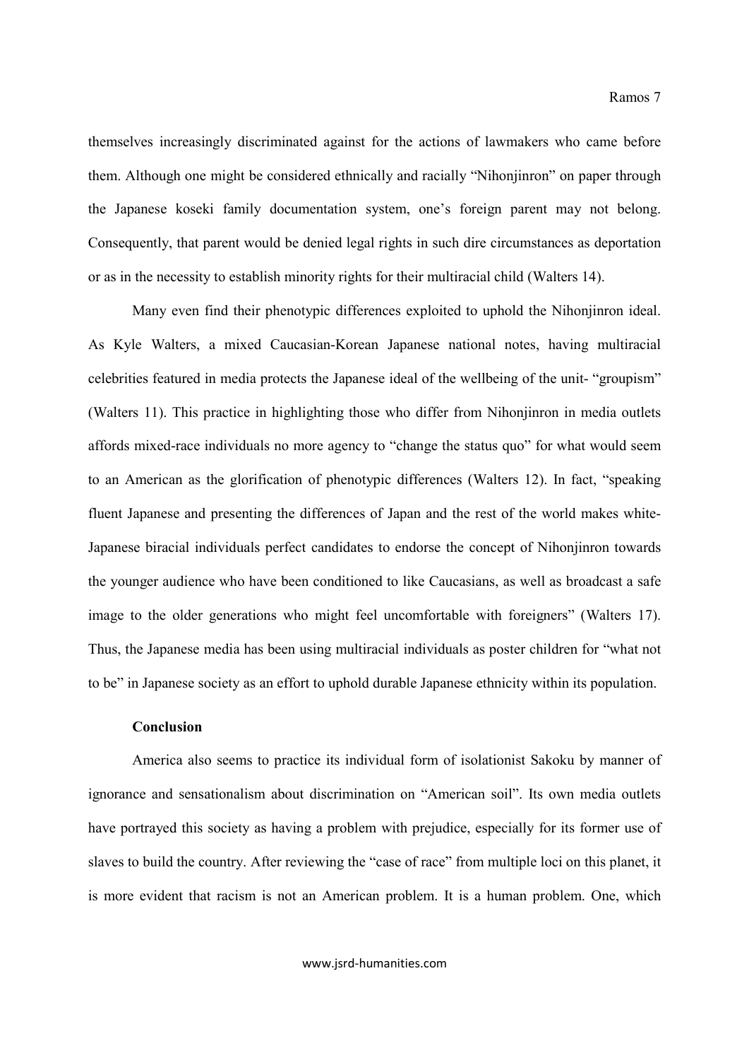themselves increasingly discriminated against for the actions of lawmakers who came before them. Although one might be considered ethnically and racially "Nihonjinron" on paper through the Japanese koseki family documentation system, one's foreign parent may not belong. Consequently, that parent would be denied legal rights in such dire circumstances as deportation or as in the necessity to establish minority rights for their multiracial child (Walters 14).

Many even find their phenotypic differences exploited to uphold the Nihonjinron ideal. As Kyle Walters, a mixed Caucasian-Korean Japanese national notes, having multiracial celebrities featured in media protects the Japanese ideal of the wellbeing of the unit- "groupism" (Walters 11). This practice in highlighting those who differ from Nihonjinron in media outlets affords mixed-race individuals no more agency to "change the status quo" for what would seem to an American as the glorification of phenotypic differences (Walters 12). In fact, "speaking fluent Japanese and presenting the differences of Japan and the rest of the world makes white-Japanese biracial individuals perfect candidates to endorse the concept of Nihonjinron towards the younger audience who have been conditioned to like Caucasians, as well as broadcast a safe image to the older generations who might feel uncomfortable with foreigners" (Walters 17). Thus, the Japanese media has been using multiracial individuals as poster children for "what not to be" in Japanese society as an effort to uphold durable Japanese ethnicity within its population.

**Conclusion**

America also seems to practice its individual form of isolationist Sakoku by manner of ignorance and sensationalism about discrimination on "American soil". Its own media outlets have portrayed this society as having a problem with prejudice, especially for its former use of slaves to build the country. After reviewing the "case of race" from multiple loci on this planet, it is more evident that racism is not an American problem. It is a human problem. One, which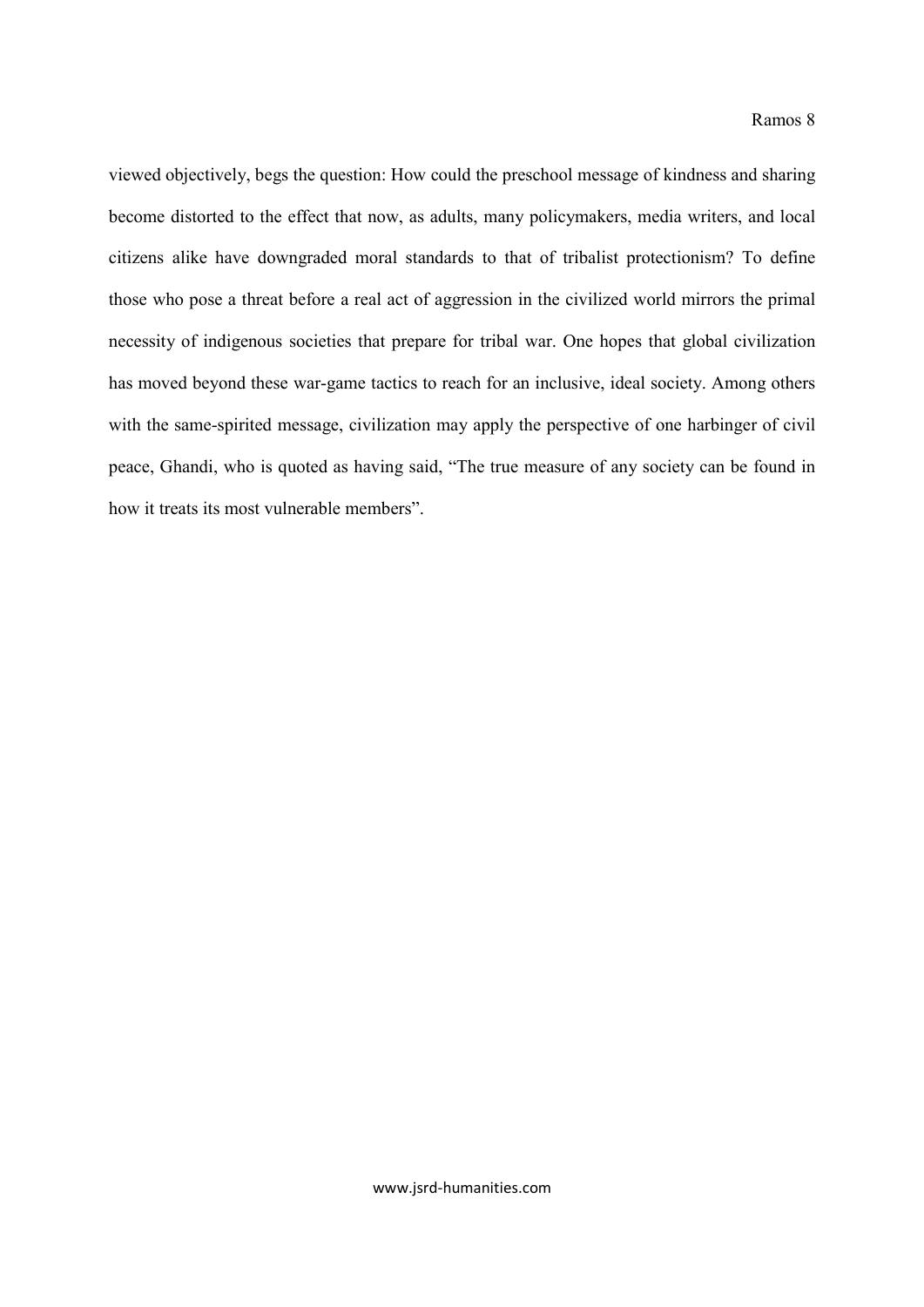viewed objectively, begs the question: How could the preschool message of kindness and sharing become distorted to the effect that now, as adults, many policymakers, media writers, and local citizens alike have downgraded moral standards to that of tribalist protectionism? To define those who pose a threat before a real act of aggression in the civilized world mirrors the primal necessity of indigenous societies that prepare for tribal war. One hopes that global civilization has moved beyond these war-game tactics to reach for an inclusive, ideal society. Among others with the same-spirited message, civilization may apply the perspective of one harbinger of civil peace, Ghandi, who is quoted as having said, "The true measure of any society can be found in how it treats its most vulnerable members".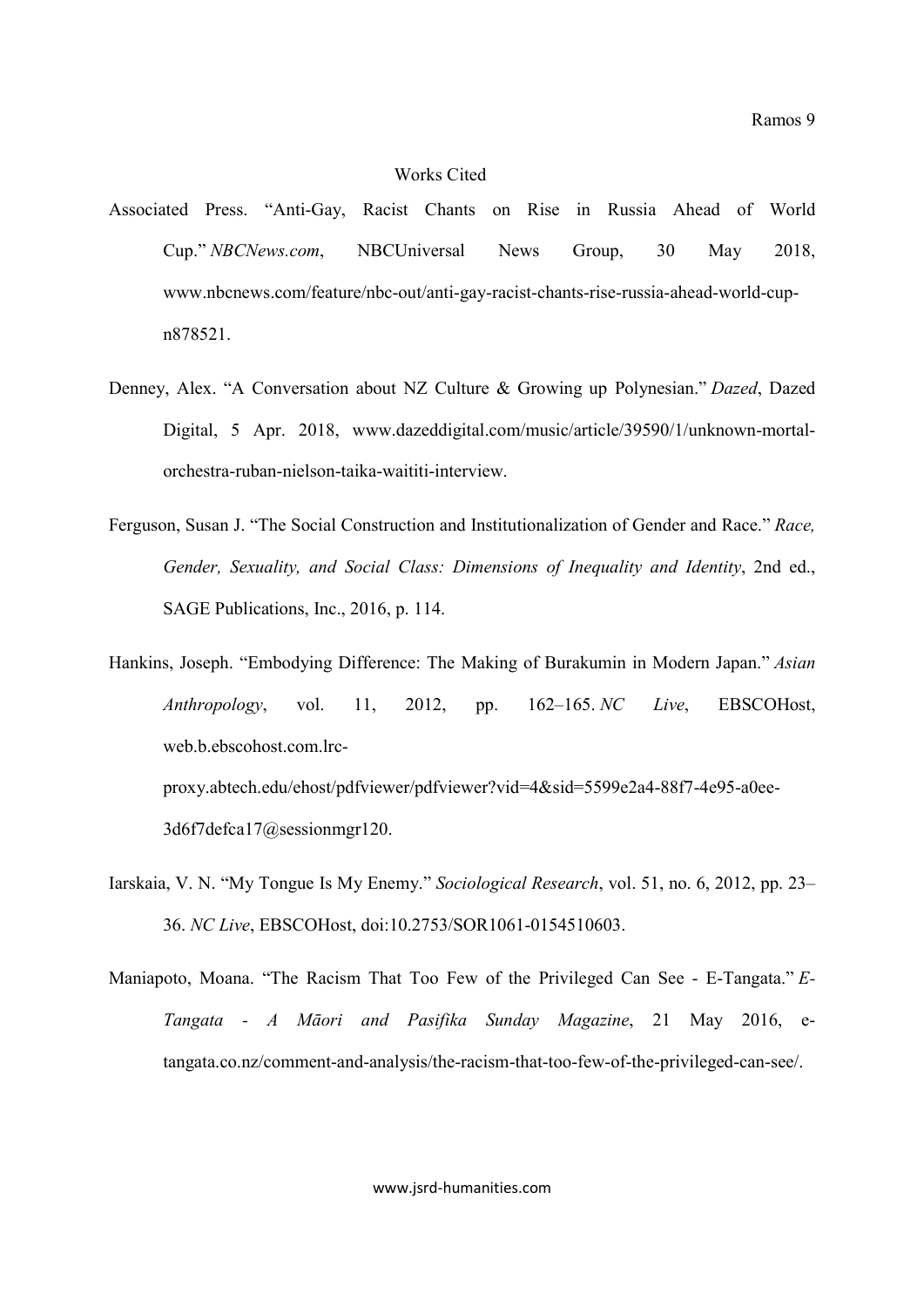# Works Cited

Associated Press. “Anti-Gay, Racist Chants on Rise in Russia Ahead of World Cup.” *NBCNews.com*, NBCUniversal News Group, 30 May 2018, www.nbcnews.com/feature/nbc-out/anti-gay-racist-chants-rise-russia-ahead-world-cup-n878521.

Denney, Alex. “A Conversation about NZ Culture & Growing up Polynesian.” *Dazed*, Dazed Digital, 5 Apr. 2018, www.dazeddigital.com/music/article/39590/1/unknown-mortal-orchestra-ruban-nielson-taika-waititi-interview.

Ferguson, Susan J. “The Social Construction and Institutionalization of Gender and Race.” *Race, Gender, Sexuality, and Social Class: Dimensions of Inequality and Identity*, 2nd ed., SAGE Publications, Inc., 2016, p. 114.

Hankins, Joseph. “Embodying Difference: The Making of Burakumin in Modern Japan.” *Asian Anthropology*, vol. 11, 2012, pp. 162–165. *NC Live*, EBSCOHost, web.b.ebscohost.com.lrc-proxy.abtech.edu/ehost/pdfviewer/pdfviewer?vid=4&sid=5599e2a4-88f7-4e95-a0ee-3d6f7defca17@sessionmgr120.

Iarskaia, V. N. “My Tongue Is My Enemy.” *Sociological Research*, vol. 51, no. 6, 2012, pp. 23–36. *NC Live*, EBSCOHost, doi:10.2753/SOR1061-0154510603.

Maniapoto, Moana. “The Racism That Too Few of the Privileged Can See - E-Tangata.” *E-Tangata - A Māori and Pasifika Sunday Magazine*, 21 May 2016, e-tangata.co.nz/comment-and-analysis/the-racism-that-too-few-of-the-privileged-can-see/.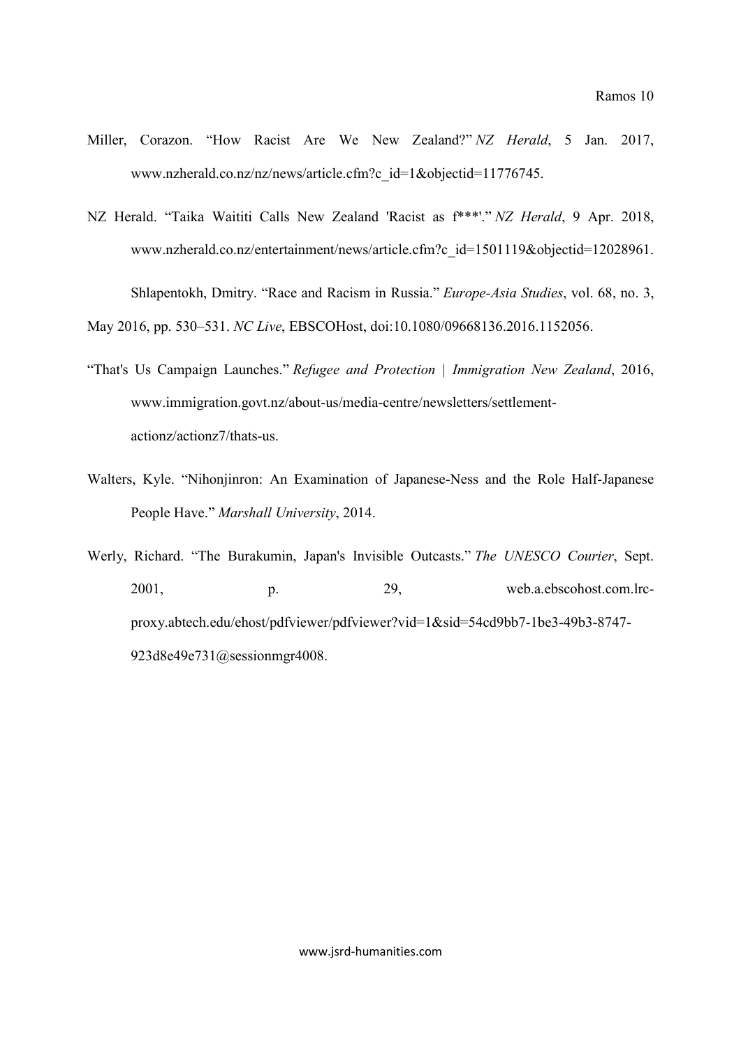Miller, Corazon. "How Racist Are We New Zealand?" *NZ Herald*, 5 Jan. 2017, www.nzherald.co.nz/nz/news/article.cfm?c_id=1&objectid=11776745.

NZ Herald. "Taika Waititi Calls New Zealand 'Racist as f***'." *NZ Herald*, 9 Apr. 2018, www.nzherald.co.nz/entertainment/news/article.cfm?c_id=1501119&objectid=12028961.

Shlapentokh, Dmitry. "Race and Racism in Russia." *Europe-Asia Studies*, vol. 68, no. 3, May 2016, pp. 530–531. *NC Live*, EBSCOHost, doi:10.1080/09668136.2016.1152056.

"That's Us Campaign Launches." *Refugee and Protection | Immigration New Zealand*, 2016, www.immigration.govt.nz/about-us/media-centre/newsletters/settlement-actionz/actionz7/thats-us.

Walters, Kyle. "Nihonjinron: An Examination of Japanese-Ness and the Role Half-Japanese People Have." *Marshall University*, 2014.

Werly, Richard. "The Burakumin, Japan's Invisible Outcasts." *The UNESCO Courier*, Sept. 2001, p. 29, web.a.ebscohost.com.lrc-proxy.abtech.edu/ehost/pdfviewer/pdfviewer?vid=1&sid=54cd9bb7-1be3-49b3-8747-923d8e49e731@sessionmgr4008.